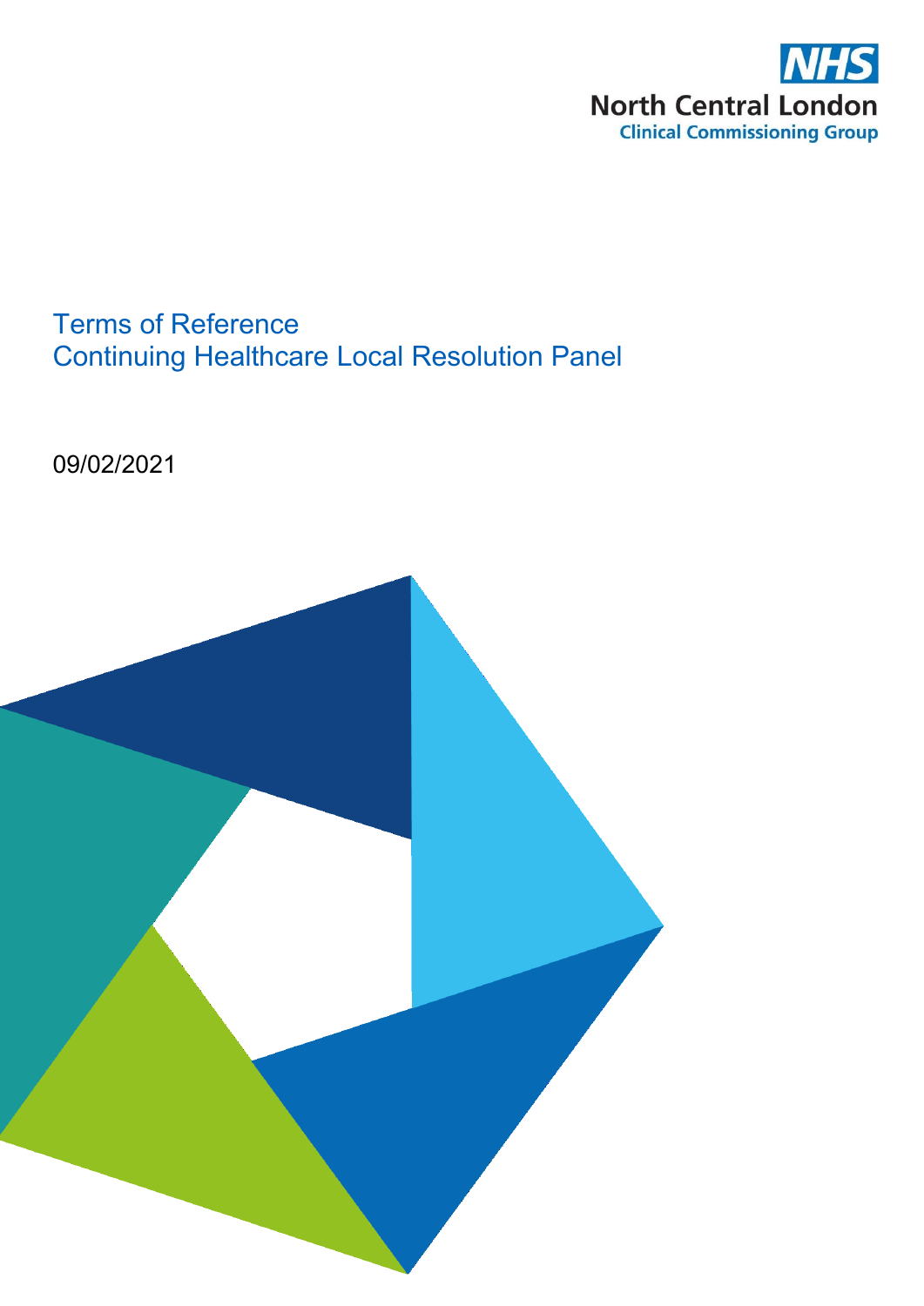NHS
North Central London
Clinical Commissioning Group

# Terms of Reference
# Continuing Healthcare Local Resolution Panel

09/02/2021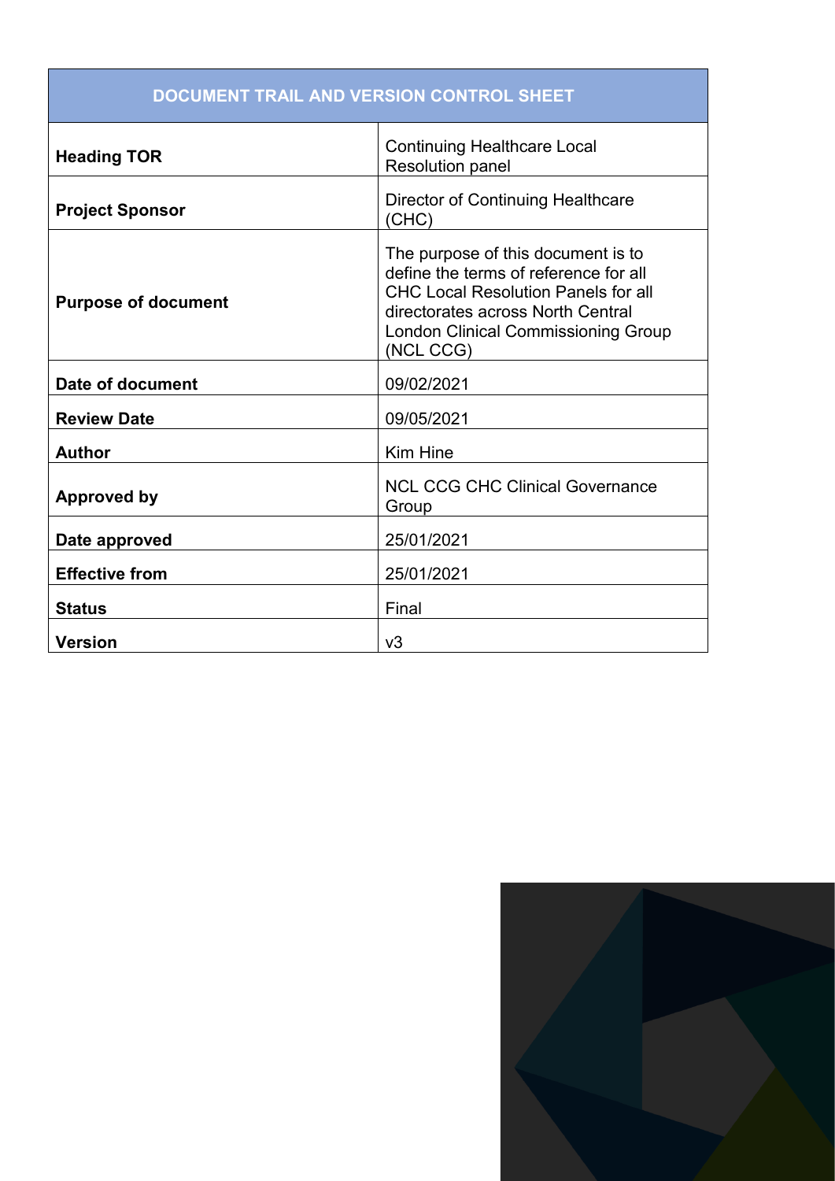| DOCUMENT TRAIL AND VERSION CONTROL SHEET | |
|---|---|
| **Heading TOR** | Continuing Healthcare Local Resolution panel |
| **Project Sponsor** | Director of Continuing Healthcare (CHC) |
| **Purpose of document** | The purpose of this document is to define the terms of reference for all CHC Local Resolution Panels for all directorates across North Central London Clinical Commissioning Group (NCL CCG) |
| **Date of document** | 09/02/2021 |
| **Review Date** | 09/05/2021 |
| **Author** | Kim Hine |
| **Approved by** | NCL CCG CHC Clinical Governance Group |
| **Date approved** | 25/01/2021 |
| **Effective from** | 25/01/2021 |
| **Status** | Final |
| **Version** | v3 |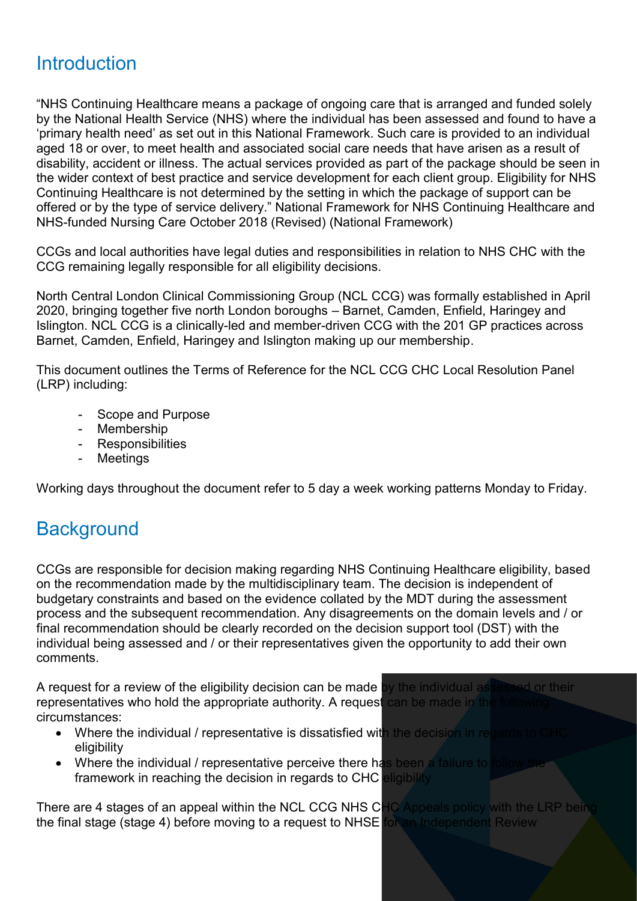## Introduction

"NHS Continuing Healthcare means a package of ongoing care that is arranged and funded solely by the National Health Service (NHS) where the individual has been assessed and found to have a 'primary health need' as set out in this National Framework. Such care is provided to an individual aged 18 or over, to meet health and associated social care needs that have arisen as a result of disability, accident or illness. The actual services provided as part of the package should be seen in the wider context of best practice and service development for each client group. Eligibility for NHS Continuing Healthcare is not determined by the setting in which the package of support can be offered or by the type of service delivery." National Framework for NHS Continuing Healthcare and NHS-funded Nursing Care October 2018 (Revised) (National Framework)

CCGs and local authorities have legal duties and responsibilities in relation to NHS CHC with the CCG remaining legally responsible for all eligibility decisions.

North Central London Clinical Commissioning Group (NCL CCG) was formally established in April 2020, bringing together five north London boroughs – Barnet, Camden, Enfield, Haringey and Islington. NCL CCG is a clinically-led and member-driven CCG with the 201 GP practices across Barnet, Camden, Enfield, Haringey and Islington making up our membership.

This document outlines the Terms of Reference for the NCL CCG CHC Local Resolution Panel (LRP) including:

- Scope and Purpose
- Membership
- Responsibilities
- Meetings

Working days throughout the document refer to 5 day a week working patterns Monday to Friday.

## Background

CCGs are responsible for decision making regarding NHS Continuing Healthcare eligibility, based on the recommendation made by the multidisciplinary team. The decision is independent of budgetary constraints and based on the evidence collated by the MDT during the assessment process and the subsequent recommendation. Any disagreements on the domain levels and / or final recommendation should be clearly recorded on the decision support tool (DST) with the individual being assessed and / or their representatives given the opportunity to add their own comments.

A request for a review of the eligibility decision can be made by the individual assessed or their representatives who hold the appropriate authority. A request can be made in the following circumstances:

- Where the individual / representative is dissatisfied with the decision in regards to CHC eligibility
- Where the individual / representative perceive there has been a failure to follow the framework in reaching the decision in regards to CHC eligibility

There are 4 stages of an appeal within the NCL CCG NHS CHC Appeals policy with the LRP being the final stage (stage 4) before moving to a request to NHSE for an Independent Review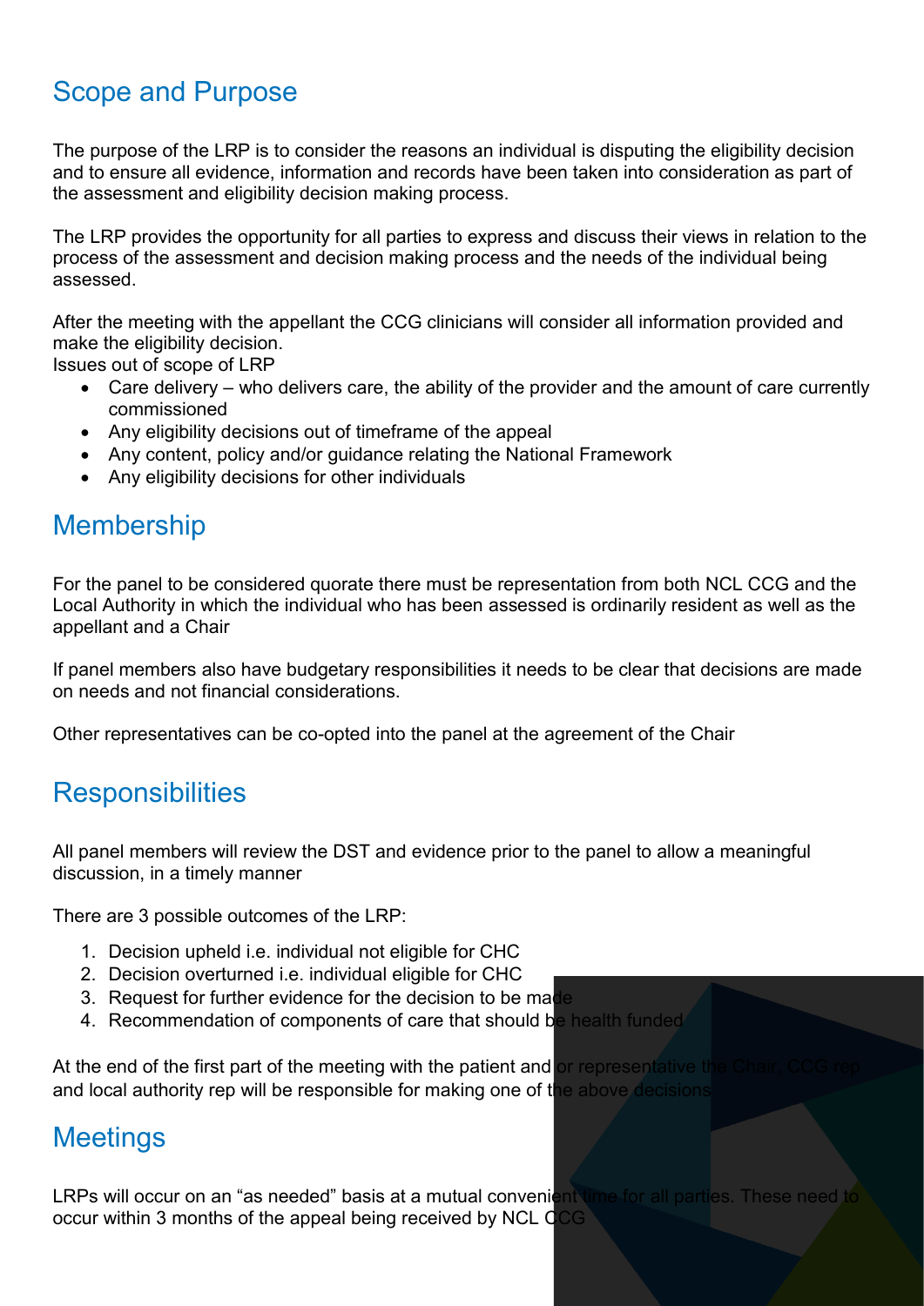## Scope and Purpose

The purpose of the LRP is to consider the reasons an individual is disputing the eligibility decision and to ensure all evidence, information and records have been taken into consideration as part of the assessment and eligibility decision making process.

The LRP provides the opportunity for all parties to express and discuss their views in relation to the process of the assessment and decision making process and the needs of the individual being assessed.

After the meeting with the appellant the CCG clinicians will consider all information provided and make the eligibility decision.
Issues out of scope of LRP

- Care delivery – who delivers care, the ability of the provider and the amount of care currently commissioned
- Any eligibility decisions out of timeframe of the appeal
- Any content, policy and/or guidance relating the National Framework
- Any eligibility decisions for other individuals

## Membership

For the panel to be considered quorate there must be representation from both NCL CCG and the Local Authority in which the individual who has been assessed is ordinarily resident as well as the appellant and a Chair

If panel members also have budgetary responsibilities it needs to be clear that decisions are made on needs and not financial considerations.

Other representatives can be co-opted into the panel at the agreement of the Chair

## Responsibilities

All panel members will review the DST and evidence prior to the panel to allow a meaningful discussion, in a timely manner

There are 3 possible outcomes of the LRP:

1. Decision upheld i.e. individual not eligible for CHC
2. Decision overturned i.e. individual eligible for CHC
3. Request for further evidence for the decision to be made
4. Recommendation of components of care that should be health funded

At the end of the first part of the meeting with the patient and or representative the Chair, CCG rep and local authority rep will be responsible for making one of the above decisions

## Meetings

LRPs will occur on an "as needed" basis at a mutual convenient time for all parties. These need to occur within 3 months of the appeal being received by NCL CCG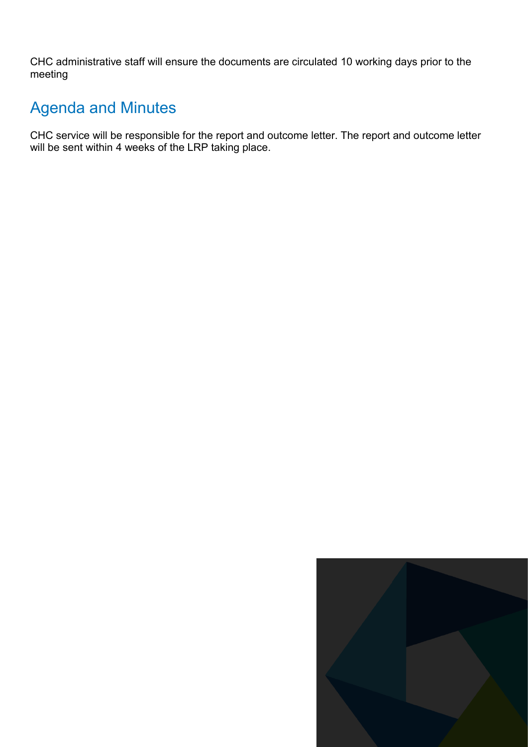CHC administrative staff will ensure the documents are circulated 10 working days prior to the meeting

## Agenda and Minutes

CHC service will be responsible for the report and outcome letter. The report and outcome letter will be sent within 4 weeks of the LRP taking place.